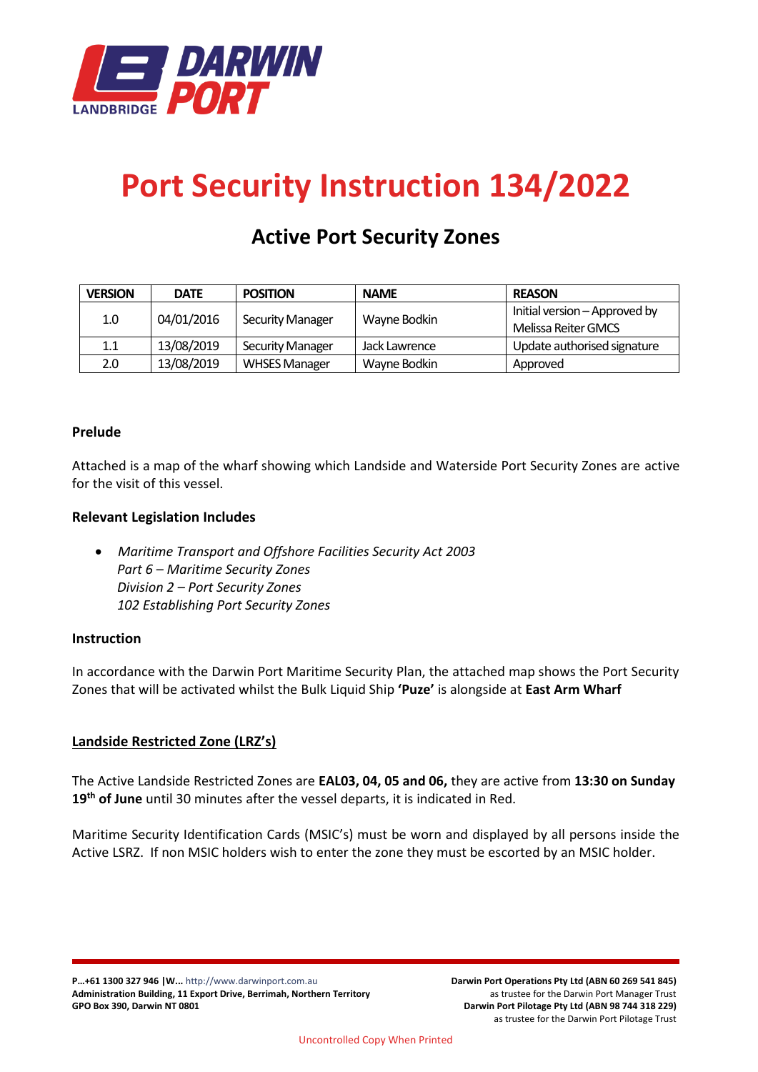# Port Security Instruction 134/2022

## Active Port Security Zones

| VERSION | DATE | POSITION | NAME | REASON |
|---|---|---|---|---|
| 1.0 | 04/01/2016 | Security Manager | Wayne Bodkin | Initial version – Approved by Melissa Reiter GMCS |
| 1.1 | 13/08/2019 | Security Manager | Jack Lawrence | Update authorised signature |
| 2.0 | 13/08/2019 | WHSES Manager | Wayne Bodkin | Approved |

**Prelude**

Attached is a map of the wharf showing which Landside and Waterside Port Security Zones are active for the visit of this vessel.

**Relevant Legislation Includes**

- *Maritime Transport and Offshore Facilities Security Act 2003*  
  *Part 6 – Maritime Security Zones*  
  *Division 2 – Port Security Zones*  
  *102 Establishing Port Security Zones*

**Instruction**

In accordance with the Darwin Port Maritime Security Plan, the attached map shows the Port Security Zones that will be activated whilst the Bulk Liquid Ship **'Puze'** is alongside at **East Arm Wharf**

**Landside Restricted Zone (LRZ's)**

The Active Landside Restricted Zones are **EAL03, 04, 05 and 06,** they are active from **13:30 on Sunday 19th of June** until 30 minutes after the vessel departs, it is indicated in Red.

Maritime Security Identification Cards (MSIC's) must be worn and displayed by all persons inside the Active LSRZ. If non MSIC holders wish to enter the zone they must be escorted by an MSIC holder.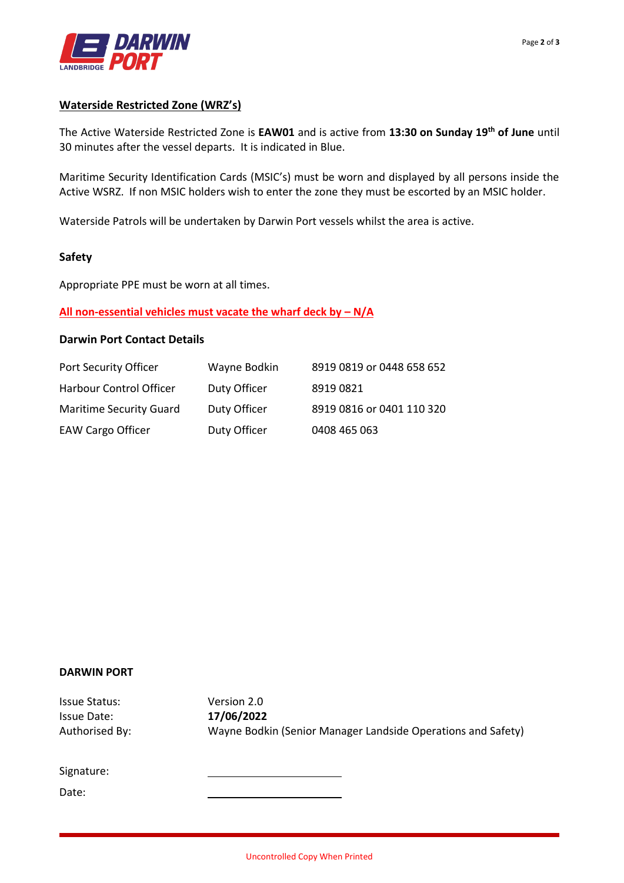## Waterside Restricted Zone (WRZ's)

The Active Waterside Restricted Zone is **EAW01** and is active from **13:30 on Sunday 19th of June** until 30 minutes after the vessel departs. It is indicated in Blue.

Maritime Security Identification Cards (MSIC's) must be worn and displayed by all persons inside the Active WSRZ. If non MSIC holders wish to enter the zone they must be escorted by an MSIC holder.

Waterside Patrols will be undertaken by Darwin Port vessels whilst the area is active.

### Safety

Appropriate PPE must be worn at all times.

**All non-essential vehicles must vacate the wharf deck by – N/A**

### Darwin Port Contact Details

| | | |
|---|---|---|
| Port Security Officer | Wayne Bodkin | 8919 0819 or 0448 658 652 |
| Harbour Control Officer | Duty Officer | 8919 0821 |
| Maritime Security Guard | Duty Officer | 8919 0816 or 0401 110 320 |
| EAW Cargo Officer | Duty Officer | 0408 465 063 |

**DARWIN PORT**

| | |
|---|---|
| Issue Status: | Version 2.0 |
| Issue Date: | **17/06/2022** |
| Authorised By: | Wayne Bodkin (Senior Manager Landside Operations and Safety) |

Signature: ______________________

Date: ______________________

Uncontrolled Copy When Printed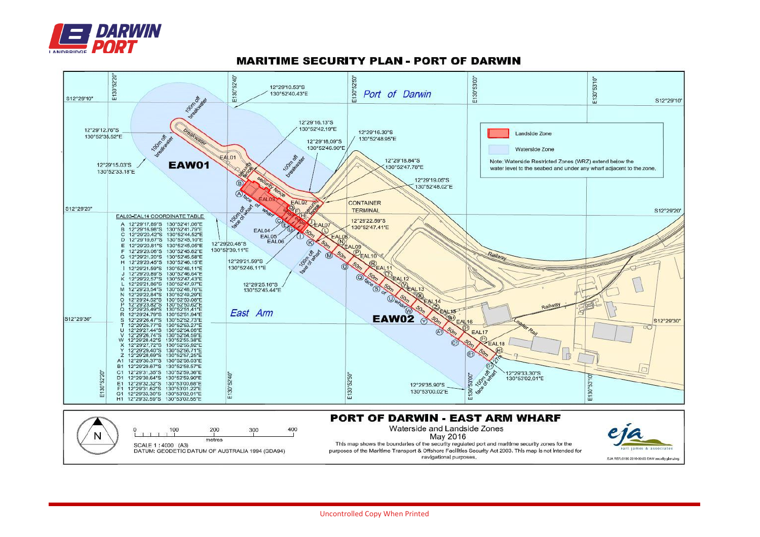# MARITIME SECURITY PLAN - PORT OF DARWIN

Port of Darwin

EAW01

EAW02

East Arm

CONTAINER TERMINAL

Landside Zone

Waterside Zone

Note: Waterside Restricted Zones (WRZ) extend below the water level to the seabed and under any wharf adjacent to the zone.

**EAL03-EAL14 COORDINATE TABLE**

| | | |
|---|---|---|
| A | 12°29'17.89"S | 130°52'41.06"E |
| B | 12°29'16.98"S | 130°52'41.79"E |
| C | 12°29'20.42"S | 130°52'44.52"E |
| D | 12°29'19.67"S | 130°52'45.10"E |
| E | 12°29'20.81"S | 130°52'45.05"E |
| F | 12°29'20.06"S | 130°52'45.62"E |
| G | 12°29'21.20"S | 130°52'45.58"E |
| H | 12°29'20.45"S | 130°52'46.15"E |
| I | 12°29'21.59"S | 130°52'46.11"E |
| J | 12°29'20.89"S | 130°52'46.64"E |
| K | 12°29'22.57"S | 130°52'47.43"E |
| L | 12°29'21.86"S | 130°52'47.97"E |
| M | 12°29'23.54"S | 130°52'48.76"E |
| N | 12°29'22.84"S | 130°52'49.29"E |
| O | 12°29'24.52"S | 130°52'50.08"E |
| P | 12°29'23.82"S | 130°52'50.62"E |
| Q | 12°29'25.49"S | 130°52'51.41"E |
| R | 12°29'24.79"S | 130°52'51.94"E |
| S | 12°29'26.47"S | 130°52'52.73"E |
| T | 12°29'25.77"S | 130°52'53.27"E |
| U | 12°29'27.44"S | 130°52'54.06"E |
| V | 12°29'26.74"S | 130°52'54.59"E |
| W | 12°29'28.42"S | 130°52'55.38"E |
| X | 12°29'27.72"S | 130°52'55.92"E |
| Y | 12°29'29.40"S | 130°52'56.71"E |
| Z | 12°29'28.69"S | 130°52'57.25"E |
| A1 | 12°29'30.37"S | 130°52'58.03"E |
| B1 | 12°29'29.67"S | 130°52'58.57"E |
| C1 | 12°29'31.35"S | 130°52'59.36"E |
| D1 | 12°29'30.64"S | 130°52'59.90"E |
| E1 | 12°29'32.32"S | 130°53'00.68"E |
| F1 | 12°29'31.62"S | 130°53'01.22"E |
| G1 | 12°29'33.30"S | 130°53'02.01"E |
| H1 | 12°29'32.59"S | 130°53'02.55"E |

12°29'10.53"S 130°52'40.43"E

12°29'12.76"S 130°52'35.52"E

12°29'15.03"S 130°52'33.18"E

12°29'16.13"S 130°52'42.19"E

12°29'18.09"S 130°52'46.90"E

12°29'16.30"S 130°52'48.95"E

12°29'18.84"S 130°52'47.76"E

12°29'19.05"S 130°52'48.02"E

12°29'22.59"S 130°52'47.41"E

12°29'20.48"S 130°52'39.11"E

12°29'21.59"S 130°52'46.11"E

12°29'25.16"S 130°52'45.44"E

12°29'33.30"S 130°53'02.01"E

12°29'35.90"S 130°53'00.02"E

## PORT OF DARWIN - EAST ARM WHARF

Waterside and Landside Zones

May 2016

This map shows the boundaries of the security regulated port and maritime security zones for the purposes of the Maritime Transport & Offshore Facilities Security Act 2003. This map is not intended for navigational purposes.

SCALE 1 : 4000 (A3)

DATUM: GEODETIC DATUM OF AUSTRALIA 1994 (GDA94)

EJA REF: 0180 2016-05-25 EAW security plan.dwg